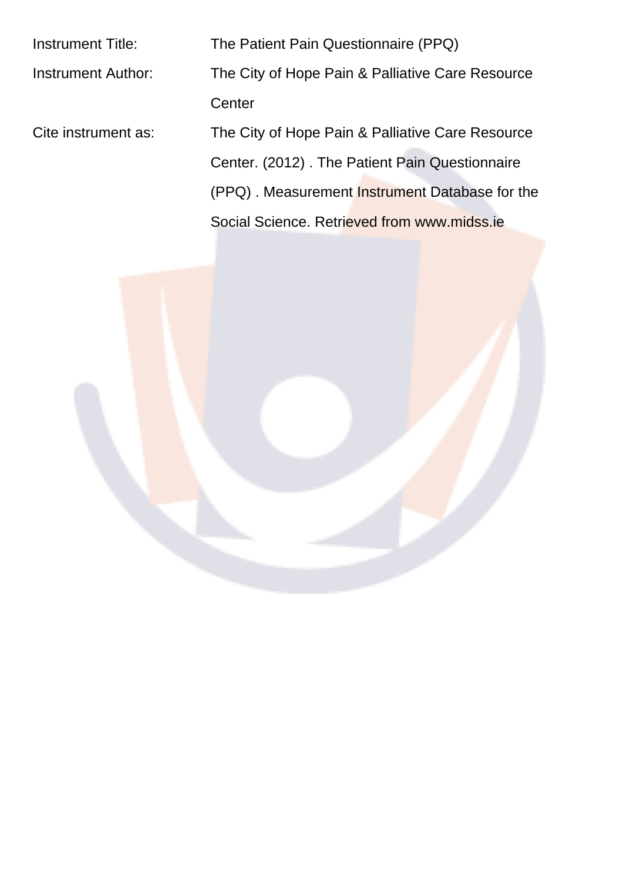| | |
|---|---|
| Instrument Title: | The Patient Pain Questionnaire (PPQ) |
| Instrument Author: | The City of Hope Pain & Palliative Care Resource Center |
| Cite instrument as: | The City of Hope Pain & Palliative Care Resource Center. (2012) . The Patient Pain Questionnaire (PPQ) . Measurement Instrument Database for the Social Science. Retrieved from www.midss.ie |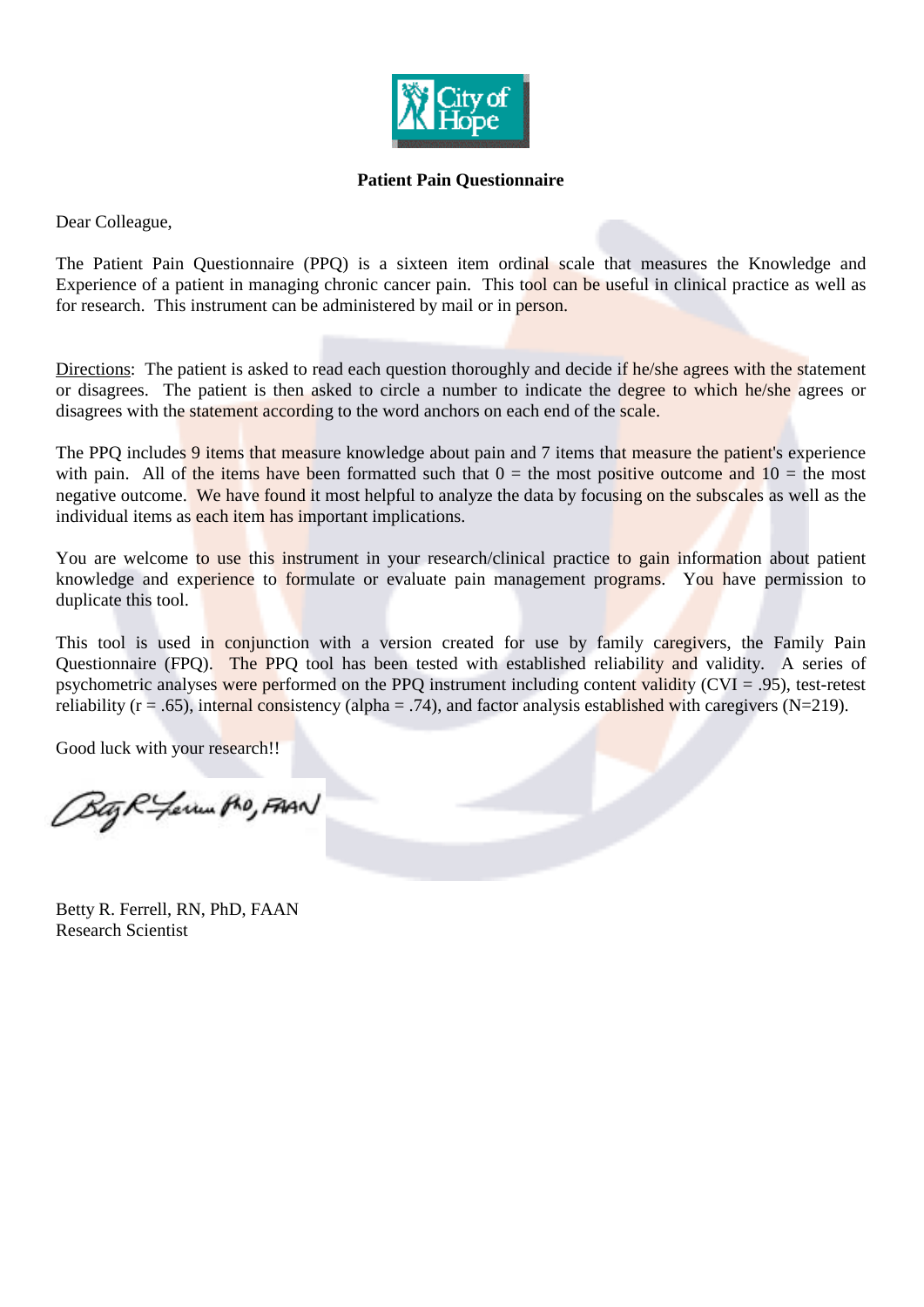**Patient Pain Questionnaire**

Dear Colleague,

The Patient Pain Questionnaire (PPQ) is a sixteen item ordinal scale that measures the Knowledge and Experience of a patient in managing chronic cancer pain. This tool can be useful in clinical practice as well as for research. This instrument can be administered by mail or in person.

Directions: The patient is asked to read each question thoroughly and decide if he/she agrees with the statement or disagrees. The patient is then asked to circle a number to indicate the degree to which he/she agrees or disagrees with the statement according to the word anchors on each end of the scale.

The PPQ includes 9 items that measure knowledge about pain and 7 items that measure the patient's experience with pain. All of the items have been formatted such that 0 = the most positive outcome and 10 = the most negative outcome. We have found it most helpful to analyze the data by focusing on the subscales as well as the individual items as each item has important implications.

You are welcome to use this instrument in your research/clinical practice to gain information about patient knowledge and experience to formulate or evaluate pain management programs. You have permission to duplicate this tool.

This tool is used in conjunction with a version created for use by family caregivers, the Family Pain Questionnaire (FPQ). The PPQ tool has been tested with established reliability and validity. A series of psychometric analyses were performed on the PPQ instrument including content validity (CVI = .95), test-retest reliability (r = .65), internal consistency (alpha = .74), and factor analysis established with caregivers (N=219).

Good luck with your research!!

Betty R. Ferrell, PhD, FAAN

Betty R. Ferrell, RN, PhD, FAAN
Research Scientist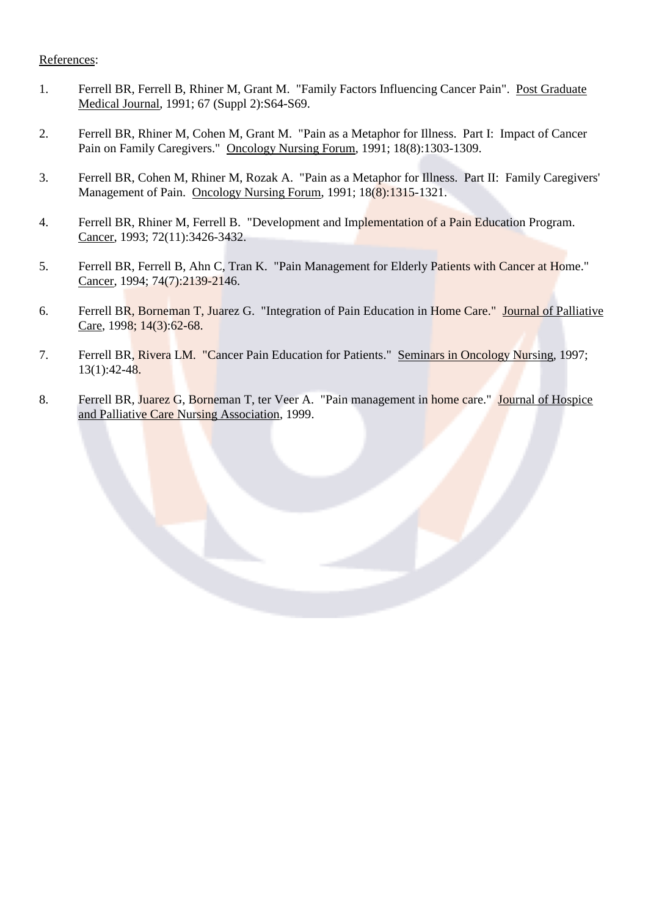References:

1. Ferrell BR, Ferrell B, Rhiner M, Grant M. "Family Factors Influencing Cancer Pain". Post Graduate Medical Journal, 1991; 67 (Suppl 2):S64-S69.

2. Ferrell BR, Rhiner M, Cohen M, Grant M. "Pain as a Metaphor for Illness. Part I: Impact of Cancer Pain on Family Caregivers." Oncology Nursing Forum, 1991; 18(8):1303-1309.

3. Ferrell BR, Cohen M, Rhiner M, Rozak A. "Pain as a Metaphor for Illness. Part II: Family Caregivers' Management of Pain. Oncology Nursing Forum, 1991; 18(8):1315-1321.

4. Ferrell BR, Rhiner M, Ferrell B. "Development and Implementation of a Pain Education Program. Cancer, 1993; 72(11):3426-3432.

5. Ferrell BR, Ferrell B, Ahn C, Tran K. "Pain Management for Elderly Patients with Cancer at Home." Cancer, 1994; 74(7):2139-2146.

6. Ferrell BR, Borneman T, Juarez G. "Integration of Pain Education in Home Care." Journal of Palliative Care, 1998; 14(3):62-68.

7. Ferrell BR, Rivera LM. "Cancer Pain Education for Patients." Seminars in Oncology Nursing, 1997; 13(1):42-48.

8. Ferrell BR, Juarez G, Borneman T, ter Veer A. "Pain management in home care." Journal of Hospice and Palliative Care Nursing Association, 1999.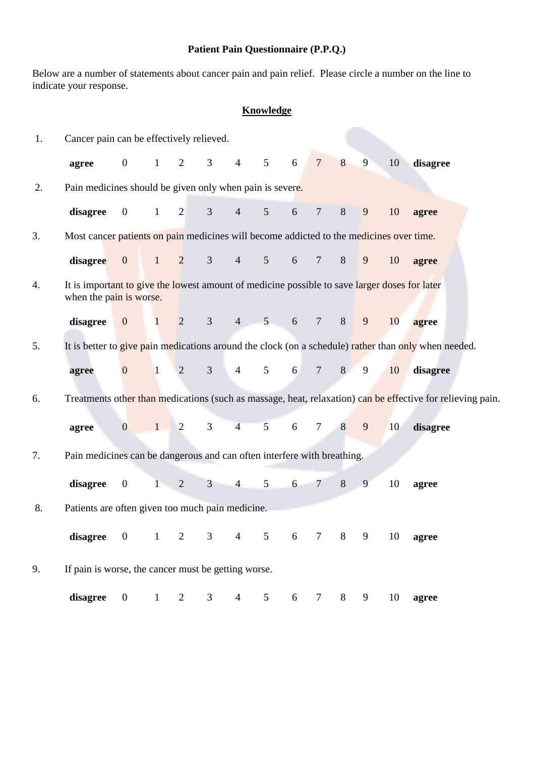# Patient Pain Questionnaire (P.P.Q.)

Below are a number of statements about cancer pain and pain relief. Please circle a number on the line to indicate your response.

## Knowledge

1. Cancer pain can be effectively relieved.

   **agree** 0 1 2 3 4 5 6 7 8 9 10 **disagree**

2. Pain medicines should be given only when pain is severe.

   **disagree** 0 1 2 3 4 5 6 7 8 9 10 **agree**

3. Most cancer patients on pain medicines will become addicted to the medicines over time.

   **disagree** 0 1 2 3 4 5 6 7 8 9 10 **agree**

4. It is important to give the lowest amount of medicine possible to save larger doses for later when the pain is worse.

   **disagree** 0 1 2 3 4 5 6 7 8 9 10 **agree**

5. It is better to give pain medications around the clock (on a schedule) rather than only when needed.

   **agree** 0 1 2 3 4 5 6 7 8 9 10 **disagree**

6. Treatments other than medications (such as massage, heat, relaxation) can be effective for relieving pain.

   **agree** 0 1 2 3 4 5 6 7 8 9 10 **disagree**

7. Pain medicines can be dangerous and can often interfere with breathing.

   **disagree** 0 1 2 3 4 5 6 7 8 9 10 **agree**

8. Patients are often given too much pain medicine.

   **disagree** 0 1 2 3 4 5 6 7 8 9 10 **agree**

9. If pain is worse, the cancer must be getting worse.

   **disagree** 0 1 2 3 4 5 6 7 8 9 10 **agree**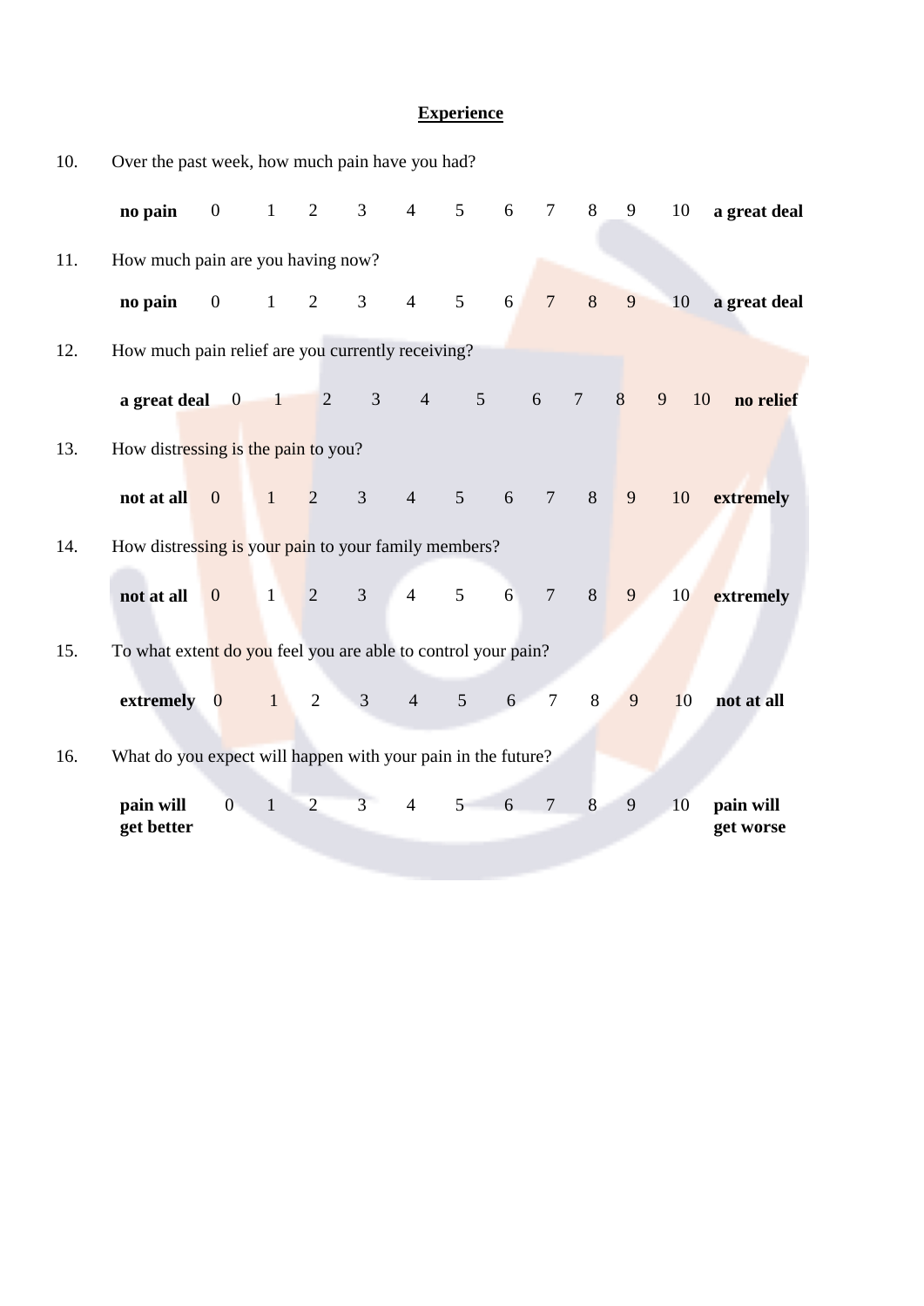## Experience

10. Over the past week, how much pain have you had?

    **no pain** 0 1 2 3 4 5 6 7 8 9 10 **a great deal**

11. How much pain are you having now?

    **no pain** 0 1 2 3 4 5 6 7 8 9 10 **a great deal**

12. How much pain relief are you currently receiving?

    **a great deal** 0 1 2 3 4 5 6 7 8 9 10 **no relief**

13. How distressing is the pain to you?

    **not at all** 0 1 2 3 4 5 6 7 8 9 10 **extremely**

14. How distressing is your pain to your family members?

    **not at all** 0 1 2 3 4 5 6 7 8 9 10 **extremely**

15. To what extent do you feel you are able to control your pain?

    **extremely** 0 1 2 3 4 5 6 7 8 9 10 **not at all**

16. What do you expect will happen with your pain in the future?

    **pain will get better** 0 1 2 3 4 5 6 7 8 9 10 **pain will get worse**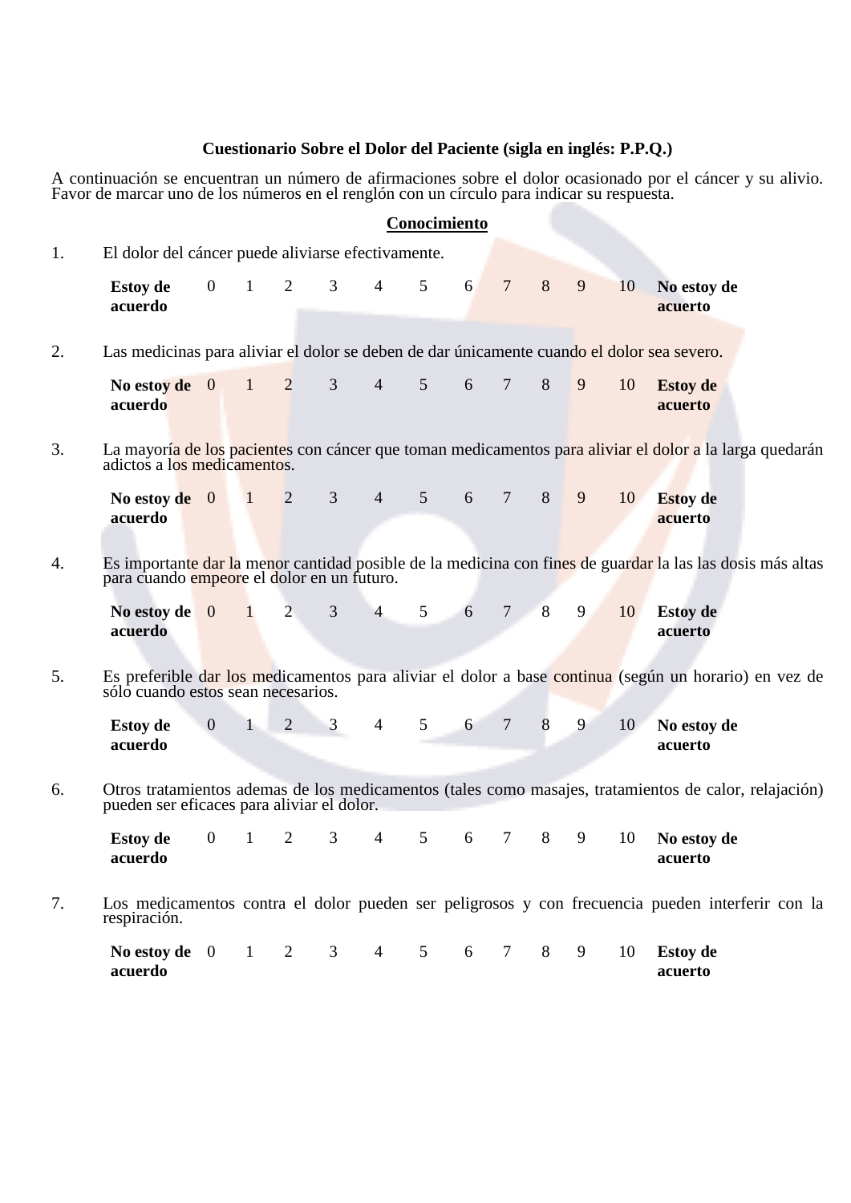**Cuestionario Sobre el Dolor del Paciente (sigla en inglés: P.P.Q.)**

A continuación se encuentran un número de afirmaciones sobre el dolor ocasionado por el cáncer y su alivio. Favor de marcar uno de los números en el renglón con un círculo para indicar su respuesta.

**Conocimiento**

1. El dolor del cáncer puede aliviarse efectivamente.

| **Estoy de acuerdo** | 0 | 1 | 2 | 3 | 4 | 5 | 6 | 7 | 8 | 9 | 10 | **No estoy de acuerto** |
|---|---|---|---|---|---|---|---|---|---|---|---|---|

2. Las medicinas para aliviar el dolor se deben de dar únicamente cuando el dolor sea severo.

| **No estoy de acuerdo** | 0 | 1 | 2 | 3 | 4 | 5 | 6 | 7 | 8 | 9 | 10 | **Estoy de acuerdo** |
|---|---|---|---|---|---|---|---|---|---|---|---|---|

3. La mayoría de los pacientes con cáncer que toman medicamentos para aliviar el dolor a la larga quedarán adictos a los medicamentos.

| **No estoy de acuerdo** | 0 | 1 | 2 | 3 | 4 | 5 | 6 | 7 | 8 | 9 | 10 | **Estoy de acuerto** |
|---|---|---|---|---|---|---|---|---|---|---|---|---|

4. Es importante dar la menor cantidad posible de la medicina con fines de guardar la las las dosis más altas para cuando empeore el dolor en un futuro.

| **No estoy de acuerdo** | 0 | 1 | 2 | 3 | 4 | 5 | 6 | 7 | 8 | 9 | 10 | **Estoy de acuerto** |
|---|---|---|---|---|---|---|---|---|---|---|---|---|

5. Es preferible dar los medicamentos para aliviar el dolor a base continua (según un horario) en vez de sólo cuando estos sean necesarios.

| **Estoy de acuerdo** | 0 | 1 | 2 | 3 | 4 | 5 | 6 | 7 | 8 | 9 | 10 | **No estoy de acuerto** |
|---|---|---|---|---|---|---|---|---|---|---|---|---|

6. Otros tratamientos ademas de los medicamentos (tales como masajes, tratamientos de calor, relajación) pueden ser eficaces para aliviar el dolor.

| **Estoy de acuerdo** | 0 | 1 | 2 | 3 | 4 | 5 | 6 | 7 | 8 | 9 | 10 | **No estoy de acuerto** |
|---|---|---|---|---|---|---|---|---|---|---|---|---|

7. Los medicamentos contra el dolor pueden ser peligrosos y con frecuencia pueden interferir con la respiración.

| **No estoy de acuerdo** | 0 | 1 | 2 | 3 | 4 | 5 | 6 | 7 | 8 | 9 | 10 | **Estoy de acuerto** |
|---|---|---|---|---|---|---|---|---|---|---|---|---|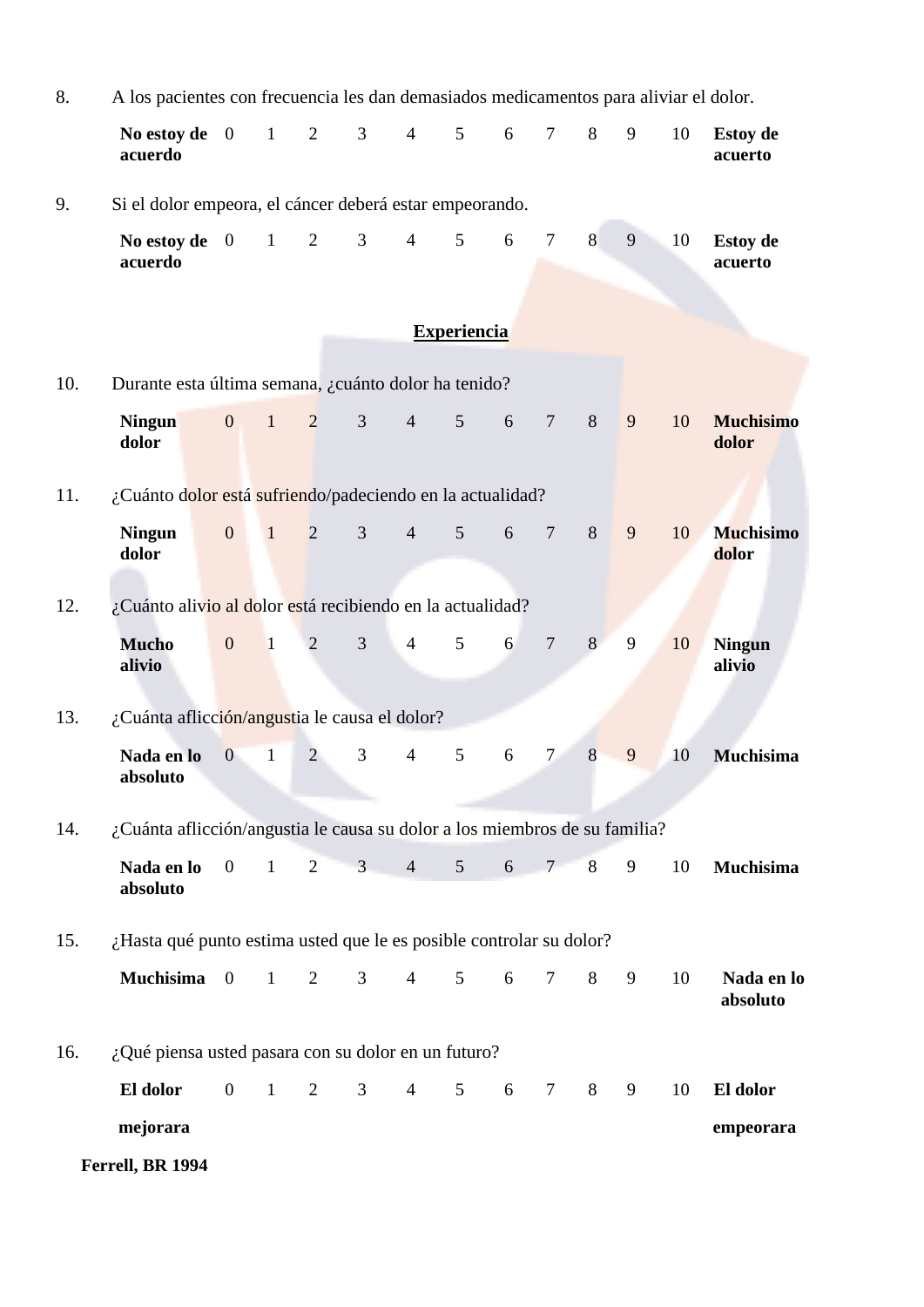8. A los pacientes con frecuencia les dan demasiados medicamentos para aliviar el dolor.

| | | | | | | | | | | | | |
|---|---|---|---|---|---|---|---|---|---|---|---|---|
| **No estoy de acuerdo** | 0 | 1 | 2 | 3 | 4 | 5 | 6 | 7 | 8 | 9 | 10 | **Estoy de acuerto** |

9. Si el dolor empeora, el cáncer deberá estar empeorando.

| | | | | | | | | | | | | |
|---|---|---|---|---|---|---|---|---|---|---|---|---|
| **No estoy de acuerdo** | 0 | 1 | 2 | 3 | 4 | 5 | 6 | 7 | 8 | 9 | 10 | **Estoy de acuerto** |

## Experiencia

10. Durante esta última semana, ¿cuánto dolor ha tenido?

| | | | | | | | | | | | | |
|---|---|---|---|---|---|---|---|---|---|---|---|---|
| **Ningun dolor** | 0 | 1 | 2 | 3 | 4 | 5 | 6 | 7 | 8 | 9 | 10 | **Muchisimo dolor** |

11. ¿Cuánto dolor está sufriendo/padeciendo en la actualidad?

| | | | | | | | | | | | | |
|---|---|---|---|---|---|---|---|---|---|---|---|---|
| **Ningun dolor** | 0 | 1 | 2 | 3 | 4 | 5 | 6 | 7 | 8 | 9 | 10 | **Muchisimo dolor** |

12. ¿Cuánto alivio al dolor está recibiendo en la actualidad?

| | | | | | | | | | | | | |
|---|---|---|---|---|---|---|---|---|---|---|---|---|
| **Mucho alivio** | 0 | 1 | 2 | 3 | 4 | 5 | 6 | 7 | 8 | 9 | 10 | **Ningun alivio** |

13. ¿Cuánta aflicción/angustia le causa el dolor?

| | | | | | | | | | | | | |
|---|---|---|---|---|---|---|---|---|---|---|---|---|
| **Nada en lo absoluto** | 0 | 1 | 2 | 3 | 4 | 5 | 6 | 7 | 8 | 9 | 10 | **Muchisima** |

14. ¿Cuánta aflicción/angustia le causa su dolor a los miembros de su familia?

| | | | | | | | | | | | | |
|---|---|---|---|---|---|---|---|---|---|---|---|---|
| **Nada en lo absoluto** | 0 | 1 | 2 | 3 | 4 | 5 | 6 | 7 | 8 | 9 | 10 | **Muchisima** |

15. ¿Hasta qué punto estima usted que le es posible controlar su dolor?

| | | | | | | | | | | | | |
|---|---|---|---|---|---|---|---|---|---|---|---|---|
| **Muchisima** | 0 | 1 | 2 | 3 | 4 | 5 | 6 | 7 | 8 | 9 | 10 | **Nada en lo absoluto** |

16. ¿Qué piensa usted pasara con su dolor en un futuro?

| | | | | | | | | | | | | |
|---|---|---|---|---|---|---|---|---|---|---|---|---|
| **El dolor mejorara** | 0 | 1 | 2 | 3 | 4 | 5 | 6 | 7 | 8 | 9 | 10 | **El dolor empeorara** |

**Ferrell, BR 1994**